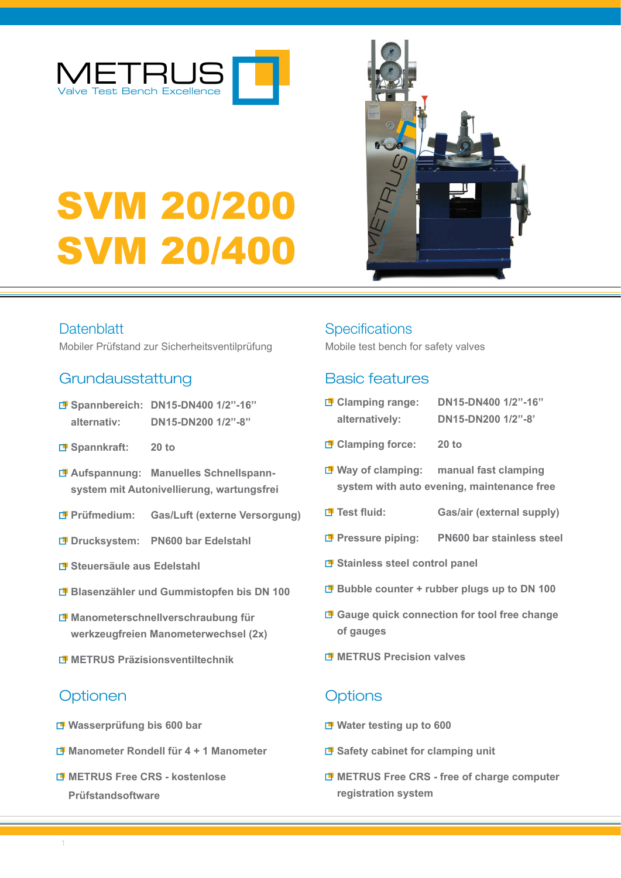METRUS
Valve Test Bench Excellence

# SVM 20/200
# SVM 20/400

## Datenblatt

Mobiler Prüfstand zur Sicherheitsventilprüfung

## Grundausstattung

- **Spannbereich: DN15-DN400 1/2”-16”**
  **alternativ: DN15-DN200 1/2”-8”**
- **Spannkraft: 20 to**
- **Aufspannung: Manuelles Schnellspann-system mit Autonivellierung, wartungsfrei**
- **Prüfmedium: Gas/Luft (externe Versorgung)**
- **Drucksystem: PN600 bar Edelstahl**
- **Steuersäule aus Edelstahl**
- **Blasenzähler und Gummistopfen bis DN 100**
- **Manometerschnellverschraubung für werkzeugfreien Manometerwechsel (2x)**
- **METRUS Präzisionsventiltechnik**

## Optionen

- **Wasserprüfung bis 600 bar**
- **Manometer Rondell für 4 + 1 Manometer**
- **METRUS Free CRS - kostenlose Prüfstandssoftware**

## Specifications

Mobile test bench for safety valves

## Basic features

- **Clamping range: DN15-DN400 1/2”-16”**
  **alternatively: DN15-DN200 1/2”-8’**
- **Clamping force: 20 to**
- **Way of clamping: manual fast clamping system with auto evening, maintenance free**
- **Test fluid: Gas/air (external supply)**
- **Pressure piping: PN600 bar stainless steel**
- **Stainless steel control panel**
- **Bubble counter + rubber plugs up to DN 100**
- **Gauge quick connection for tool free change of gauges**
- **METRUS Precision valves**

## Options

- **Water testing up to 600**
- **Safety cabinet for clamping unit**
- **METRUS Free CRS - free of charge computer registration system**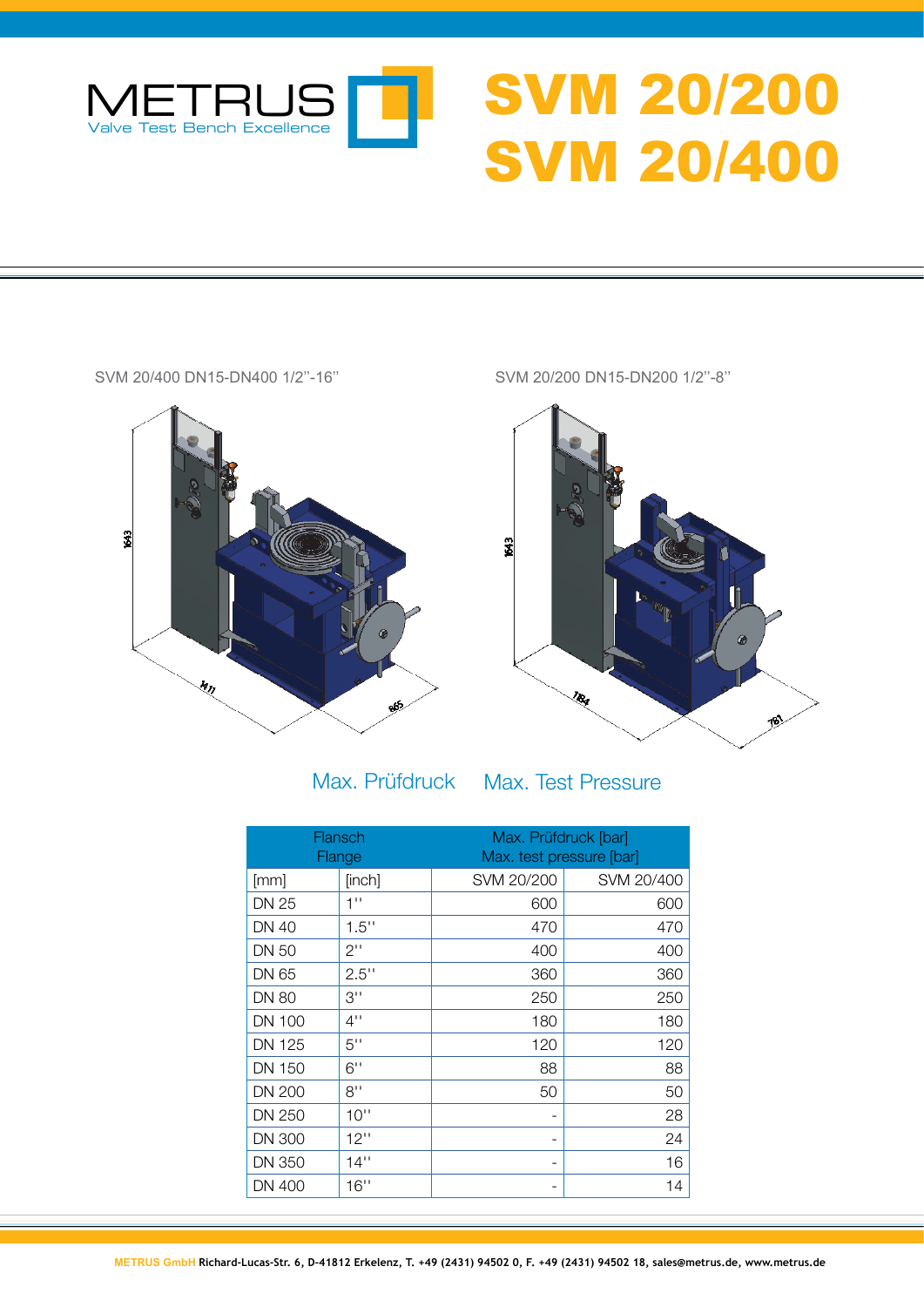METRUS
Valve Test Bench Excellence

# SVM 20/200
# SVM 20/400

SVM 20/400 DN15-DN400 1/2"-16"

1643

1411

865

SVM 20/200 DN15-DN200 1/2"-8"

1643

1184

781

## Max. Prüfdruck     Max. Test Pressure

| Flansch Flange | | Max. Prüfdruck [bar] Max. test pressure [bar] | |
|---|---|---|---|
| [mm] | [inch] | SVM 20/200 | SVM 20/400 |
| DN 25 | 1'' | 600 | 600 |
| DN 40 | 1.5'' | 470 | 470 |
| DN 50 | 2'' | 400 | 400 |
| DN 65 | 2.5'' | 360 | 360 |
| DN 80 | 3'' | 250 | 250 |
| DN 100 | 4'' | 180 | 180 |
| DN 125 | 5'' | 120 | 120 |
| DN 150 | 6'' | 88 | 88 |
| DN 200 | 8'' | 50 | 50 |
| DN 250 | 10'' | - | 28 |
| DN 300 | 12'' | - | 24 |
| DN 350 | 14'' | - | 16 |
| DN 400 | 16'' | - | 14 |

**METRUS GmbH** Richard-Lucas-Str. 6, D-41812 Erkelenz, T. +49 (2431) 94502 0, F. +49 (2431) 94502 18, sales@metrus.de, www.metrus.de